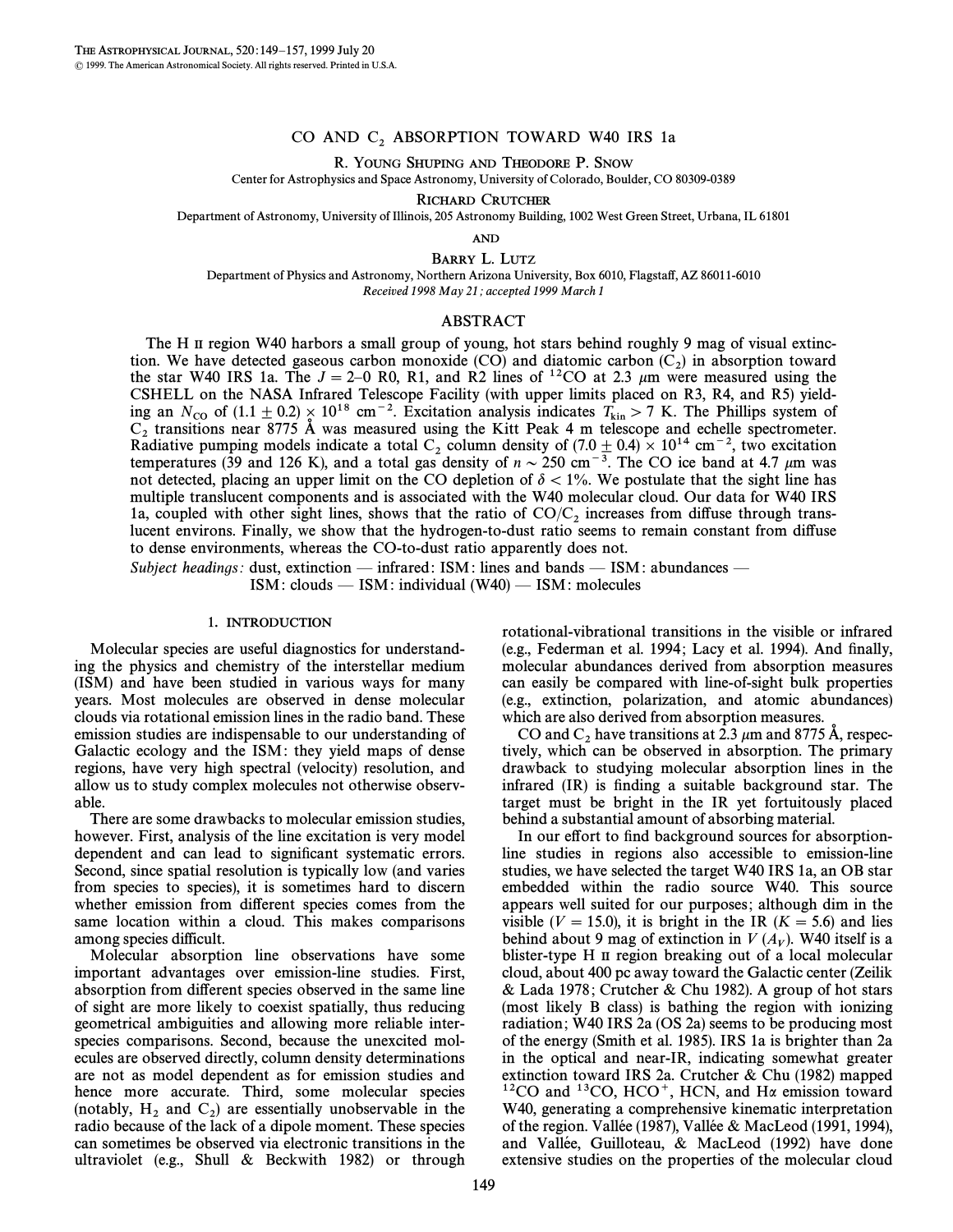# CO AND $C_2$ ABSORPTION TOWARD W40 IRS 1a

R. Young Shuping and Theodore P. Snow

Center for Astrophysics and Space Astronomy, University of Colorado, Boulder, CO 80309-0389

Richard Crutcher

Department of Astronomy, University of Illinois, 205 Astronomy Building, 1002 West Green Street, Urbana, IL 61801

and

Barry L. Lutz

Department of Physics and Astronomy, Northern Arizona University, Box 6010, Flagstaff, AZ 86011-6010

*Received 1998 May 21; accepted 1999 March 1*

## ABSTRACT

The H II region W40 harbors a small group of young, hot stars behind roughly 9 mag of visual extinction. We have detected gaseous carbon monoxide (CO) and diatomic carbon ($C_2$) in absorption toward the star W40 IRS 1a. The $J = 2$–0 R0, R1, and R2 lines of $^{12}$CO at 2.3 $\mu$m were measured using the CSHELL on the NASA Infrared Telescope Facility (with upper limits placed on R3, R4, and R5) yielding an $N_{CO}$ of $(1.1 \pm 0.2) \times 10^{18}$ cm$^{-2}$. Excitation analysis indicates $T_{kin} > 7$ K. The Phillips system of $C_2$ transitions near 8775 Å was measured using the Kitt Peak 4 m telescope and echelle spectrometer. Radiative pumping models indicate a total $C_2$ column density of $(7.0 \pm 0.4) \times 10^{14}$ cm$^{-2}$, two excitation temperatures (39 and 126 K), and a total gas density of $n \sim 250$ cm$^{-3}$. The CO ice band at 4.7 $\mu$m was not detected, placing an upper limit on the CO depletion of $\delta < 1\%$. We postulate that the sight line has multiple translucent components and is associated with the W40 molecular cloud. Our data for W40 IRS 1a, coupled with other sight lines, shows that the ratio of CO/$C_2$ increases from diffuse through translucent environs. Finally, we show that the hydrogen-to-dust ratio seems to remain constant from diffuse to dense environments, whereas the CO-to-dust ratio apparently does not.

*Subject headings:* dust, extinction — infrared: ISM: lines and bands — ISM: abundances — ISM: clouds — ISM: individual (W40) — ISM: molecules

## 1. INTRODUCTION

Molecular species are useful diagnostics for understanding the physics and chemistry of the interstellar medium (ISM) and have been studied in various ways for many years. Most molecules are observed in dense molecular clouds via rotational emission lines in the radio band. These emission studies are indispensable to our understanding of Galactic ecology and the ISM: they yield maps of dense regions, have very high spectral (velocity) resolution, and allow us to study complex molecules not otherwise observable.

There are some drawbacks to molecular emission studies, however. First, analysis of the line excitation is very model dependent and can lead to significant systematic errors. Second, since spatial resolution is typically low (and varies from species to species), it is sometimes hard to discern whether emission from different species comes from the same location within a cloud. This makes comparisons among species difficult.

Molecular absorption line observations have some important advantages over emission-line studies. First, absorption from different species observed in the same line of sight are more likely to coexist spatially, thus reducing geometrical ambiguities and allowing more reliable interspecies comparisons. Second, because the unexcited molecules are observed directly, column density determinations are not as model dependent as for emission studies and hence more accurate. Third, some molecular species (notably, $H_2$ and $C_2$) are essentially unobservable in the radio because of the lack of a dipole moment. These species can sometimes be observed via electronic transitions in the ultraviolet (e.g., Shull & Beckwith 1982) or through rotational-vibrational transitions in the visible or infrared (e.g., Federman et al. 1994; Lacy et al. 1994). And finally, molecular abundances derived from absorption measures can easily be compared with line-of-sight bulk properties (e.g., extinction, polarization, and atomic abundances) which are also derived from absorption measures.

CO and $C_2$ have transitions at 2.3 $\mu$m and 8775 Å, respectively, which can be observed in absorption. The primary drawback to studying molecular absorption lines in the infrared (IR) is finding a suitable background star. The target must be bright in the IR yet fortuitously placed behind a substantial amount of absorbing material.

In our effort to find background sources for absorption-line studies in regions also accessible to emission-line studies, we have selected the target W40 IRS 1a, an OB star embedded within the radio source W40. This source appears well suited for our purposes; although dim in the visible ($V = 15.0$), it is bright in the IR ($K = 5.6$) and lies behind about 9 mag of extinction in $V$ ($A_V$). W40 itself is a blister-type H II region breaking out of a local molecular cloud, about 400 pc away toward the Galactic center (Zeilik & Lada 1978; Crutcher & Chu 1982). A group of hot stars (most likely B class) is bathing the region with ionizing radiation; W40 IRS 2a (OS 2a) seems to be producing most of the energy (Smith et al. 1985). IRS 1a is brighter than 2a in the optical and near-IR, indicating somewhat greater extinction toward IRS 2a. Crutcher & Chu (1982) mapped $^{12}$CO and $^{13}$CO, HCO$^+$, HCN, and H$\alpha$ emission toward W40, generating a comprehensive kinematic interpretation of the region. Vallée (1987), Vallée & MacLeod (1991, 1994), and Vallée, Guilloteau, & MacLeod (1992) have done extensive studies on the properties of the molecular cloud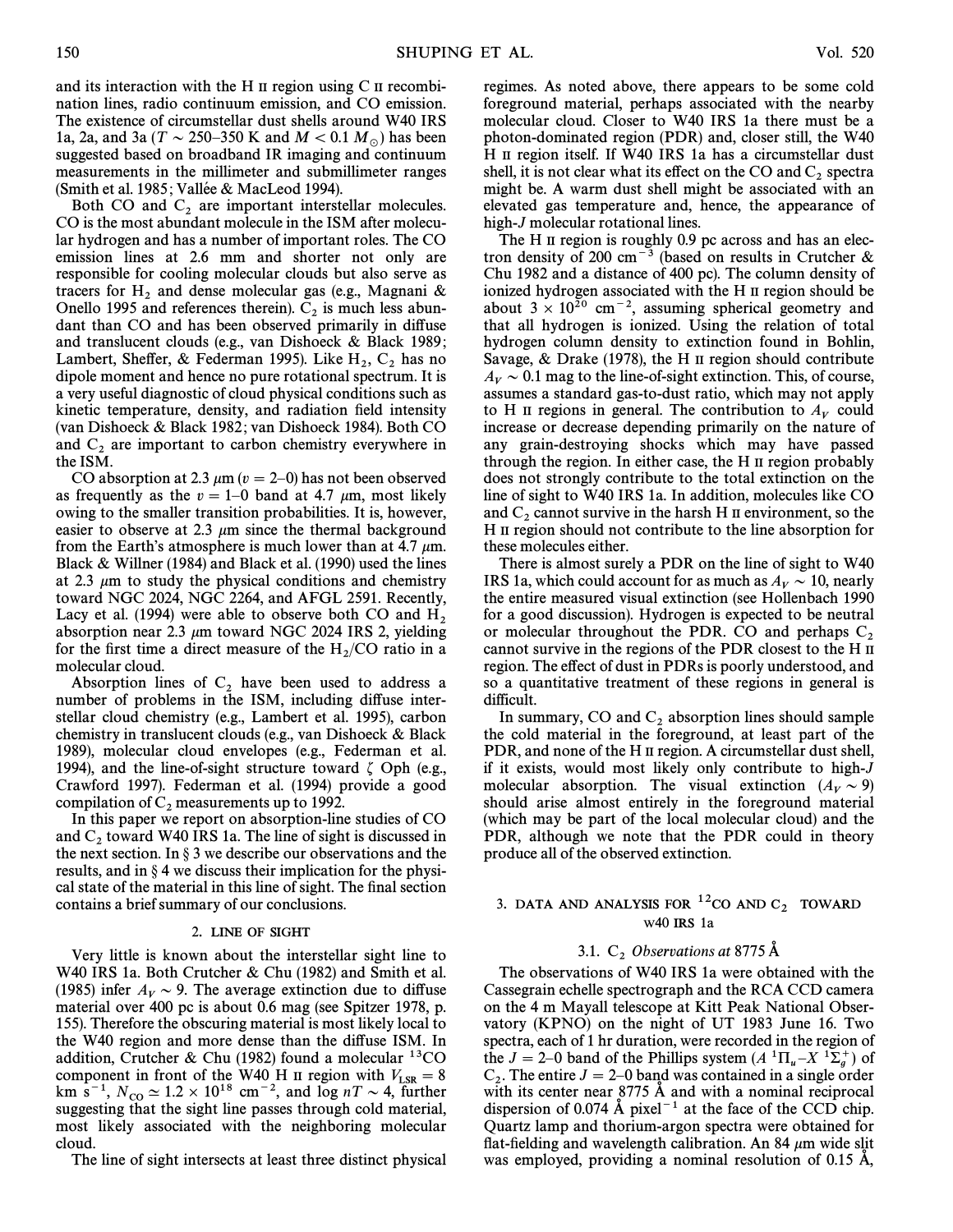and its interaction with the H II region using C II recombination lines, radio continuum emission, and CO emission. The existence of circumstellar dust shells around W40 IRS 1a, 2a, and 3a ($T \sim 250$–$350$ K and $M < 0.1\ M_{\odot}$) has been suggested based on broadband IR imaging and continuum measurements in the millimeter and submillimeter ranges (Smith et al. 1985; Vallée & MacLeod 1994).

Both CO and $C_2$ are important interstellar molecules. CO is the most abundant molecule in the ISM after molecular hydrogen and has a number of important roles. The CO emission lines at 2.6 mm and shorter not only are responsible for cooling molecular clouds but also serve as tracers for $H_2$ and dense molecular gas (e.g., Magnani & Onello 1995 and references therein). $C_2$ is much less abundant than CO and has been observed primarily in diffuse and translucent clouds (e.g., van Dishoeck & Black 1989; Lambert, Sheffer, & Federman 1995). Like $H_2$, $C_2$ has no dipole moment and hence no pure rotational spectrum. It is a very useful diagnostic of cloud physical conditions such as kinetic temperature, density, and radiation field intensity (van Dishoeck & Black 1982; van Dishoeck 1984). Both CO and $C_2$ are important to carbon chemistry everywhere in the ISM.

CO absorption at 2.3 $\mu$m ($v = 2$–$0$) has not been observed as frequently as the $v = 1$–$0$ band at 4.7 $\mu$m, most likely owing to the smaller transition probabilities. It is, however, easier to observe at 2.3 $\mu$m since the thermal background from the Earth's atmosphere is much lower than at 4.7 $\mu$m. Black & Willner (1984) and Black et al. (1990) used the lines at 2.3 $\mu$m to study the physical conditions and chemistry toward NGC 2024, NGC 2264, and AFGL 2591. Recently, Lacy et al. (1994) were able to observe both CO and $H_2$ absorption near 2.3 $\mu$m toward NGC 2024 IRS 2, yielding for the first time a direct measure of the $H_2$/CO ratio in a molecular cloud.

Absorption lines of $C_2$ have been used to address a number of problems in the ISM, including diffuse interstellar cloud chemistry (e.g., Lambert et al. 1995), carbon chemistry in translucent clouds (e.g., van Dishoeck & Black 1989), molecular cloud envelopes (e.g., Federman et al. 1994), and the line-of-sight structure toward $\zeta$ Oph (e.g., Crawford 1997). Federman et al. (1994) provide a good compilation of $C_2$ measurements up to 1992.

In this paper we report on absorption-line studies of CO and $C_2$ toward W40 IRS 1a. The line of sight is discussed in the next section. In § 3 we describe our observations and the results, and in § 4 we discuss their implication for the physical state of the material in this line of sight. The final section contains a brief summary of our conclusions.

## 2. LINE OF SIGHT

Very little is known about the interstellar sight line to W40 IRS 1a. Both Crutcher & Chu (1982) and Smith et al. (1985) infer $A_V \sim 9$. The average extinction due to diffuse material over 400 pc is about 0.6 mag (see Spitzer 1978, p. 155). Therefore the obscuring material is most likely local to the W40 region and more dense than the diffuse ISM. In addition, Crutcher & Chu (1982) found a molecular $^{13}$CO component in front of the W40 H II region with $V_{\rm LSR} = 8$ km s$^{-1}$, $N_{\rm CO} \simeq 1.2 \times 10^{18}$ cm$^{-2}$, and log $nT \sim 4$, further suggesting that the sight line passes through cold material, most likely associated with the neighboring molecular cloud.

The line of sight intersects at least three distinct physical regimes. As noted above, there appears to be some cold foreground material, perhaps associated with the nearby molecular cloud. Closer to W40 IRS 1a there must be a photon-dominated region (PDR) and, closer still, the W40 H II region itself. If W40 IRS 1a has a circumstellar dust shell, it is not clear what its effect on the CO and $C_2$ spectra might be. A warm dust shell might be associated with an elevated gas temperature and, hence, the appearance of high-$J$ molecular rotational lines.

The H II region is roughly 0.9 pc across and has an electron density of 200 cm$^{-3}$ (based on results in Crutcher & Chu 1982 and a distance of 400 pc). The column density of ionized hydrogen associated with the H II region should be about $3 \times 10^{20}$ cm$^{-2}$, assuming spherical geometry and that all hydrogen is ionized. Using the relation of total hydrogen column density to extinction found in Bohlin, Savage, & Drake (1978), the H II region should contribute $A_V \sim 0.1$ mag to the line-of-sight extinction. This, of course, assumes a standard gas-to-dust ratio, which may not apply to H II regions in general. The contribution to $A_V$ could increase or decrease depending primarily on the nature of any grain-destroying shocks which may have passed through the region. In either case, the H II region probably does not strongly contribute to the total extinction on the line of sight to W40 IRS 1a. In addition, molecules like CO and $C_2$ cannot survive in the harsh H II environment, so the H II region should not contribute to the line absorption for these molecules either.

There is almost surely a PDR on the line of sight to W40 IRS 1a, which could account for as much as $A_V \sim 10$, nearly the entire measured visual extinction (see Hollenbach 1990 for a good discussion). Hydrogen is expected to be neutral or molecular throughout the PDR. CO and perhaps $C_2$ cannot survive in the regions of the PDR closest to the H II region. The effect of dust in PDRs is poorly understood, and so a quantitative treatment of these regions in general is difficult.

In summary, CO and $C_2$ absorption lines should sample the cold material in the foreground, at least part of the PDR, and none of the H II region. A circumstellar dust shell, if it exists, would most likely only contribute to high-$J$ molecular absorption. The visual extinction ($A_V \sim 9$) should arise almost entirely in the foreground material (which may be part of the local molecular cloud) and the PDR, although we note that the PDR could in theory produce all of the observed extinction.

## 3. DATA AND ANALYSIS FOR $^{12}$CO AND $C_2$ TOWARD W40 IRS 1a

### 3.1. $C_2$ *Observations at* 8775 Å

The observations of W40 IRS 1a were obtained with the Cassegrain echelle spectrograph and the RCA CCD camera on the 4 m Mayall telescope at Kitt Peak National Observatory (KPNO) on the night of UT 1983 June 16. Two spectra, each of 1 hr duration, were recorded in the region of the $J = 2$–$0$ band of the Phillips system ($A\ ^1\Pi_u$–$X\ ^1\Sigma_g^+$) of $C_2$. The entire $J = 2$–$0$ band was contained in a single order with its center near 8775 Å and with a nominal reciprocal dispersion of 0.074 Å pixel$^{-1}$ at the face of the CCD chip. Quartz lamp and thorium-argon spectra were obtained for flat-fielding and wavelength calibration. An 84 $\mu$m wide slit was employed, providing a nominal resolution of 0.15 Å,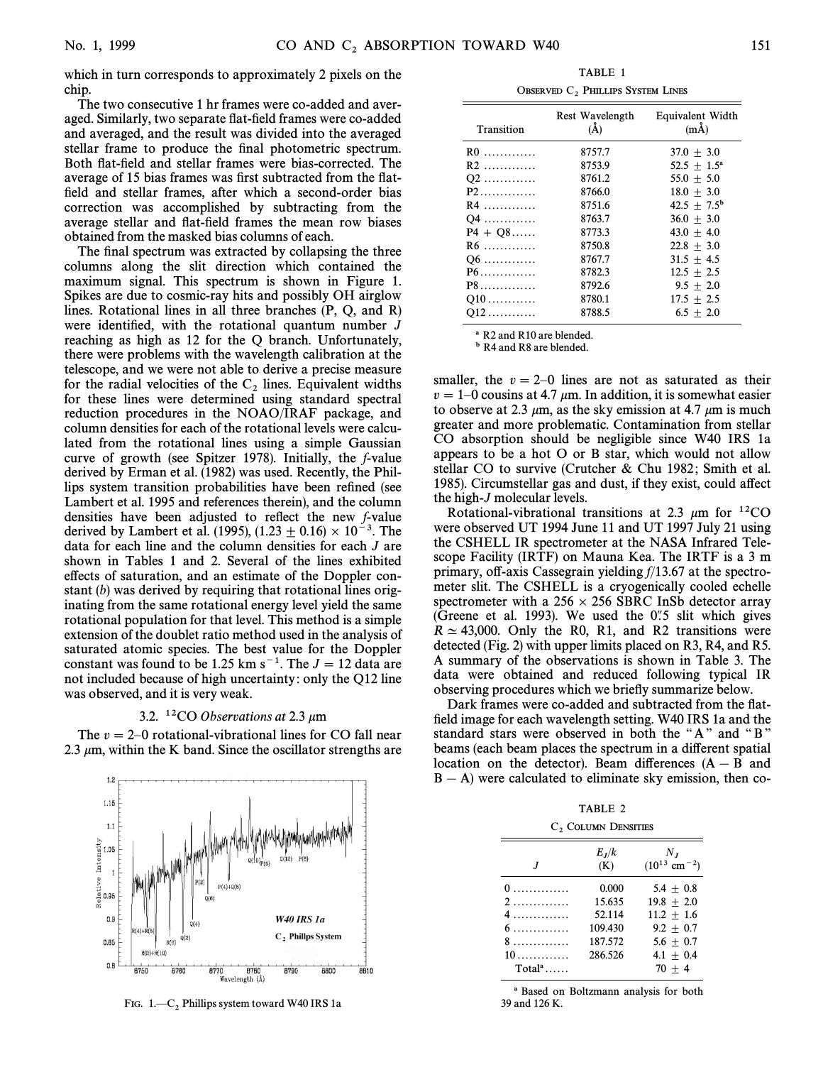which in turn corresponds to approximately 2 pixels on the chip.

The two consecutive 1 hr frames were co-added and averaged. Similarly, two separate flat-field frames were co-added and averaged, and the result was divided into the averaged stellar frame to produce the final photometric spectrum. Both flat-field and stellar frames were bias-corrected. The average of 15 bias frames was first subtracted from the flat-field and stellar frames, after which a second-order bias correction was accomplished by subtracting from the average stellar and flat-field frames the mean row biases obtained from the masked bias columns of each.

The final spectrum was extracted by collapsing the three columns along the slit direction which contained the maximum signal. This spectrum is shown in Figure 1. Spikes are due to cosmic-ray hits and possibly OH airglow lines. Rotational lines in all three branches (P, Q, and R) were identified, with the rotational quantum number $J$ reaching as high as 12 for the Q branch. Unfortunately, there were problems with the wavelength calibration at the telescope, and we were not able to derive a precise measure for the radial velocities of the $C_2$ lines. Equivalent widths for these lines were determined using standard spectral reduction procedures in the NOAO/IRAF package, and column densities for each of the rotational levels were calculated from the rotational lines using a simple Gaussian curve of growth (see Spitzer 1978). Initially, the $f$-value derived by Erman et al. (1982) was used. Recently, the Phillips system transition probabilities have been refined (see Lambert et al. 1995 and references therein), and the column densities have been adjusted to reflect the new $f$-value derived by Lambert et al. (1995), $(1.23 \pm 0.16) \times 10^{-3}$. The data for each line and the column densities for each $J$ are shown in Tables 1 and 2. Several of the lines exhibited effects of saturation, and an estimate of the Doppler constant ($b$) was derived by requiring that rotational lines originating from the same rotational energy level yield the same rotational population for that level. This method is a simple extension of the doublet ratio method used in the analysis of saturated atomic species. The best value for the Doppler constant was found to be 1.25 km s$^{-1}$. The $J = 12$ data are not included because of high uncertainty: only the Q12 line was observed, and it is very weak.

### 3.2. $^{12}CO$ *Observations at* 2.3 $\mu$m

The $v = 2$–0 rotational-vibrational lines for CO fall near 2.3 $\mu$m, within the K band. Since the oscillator strengths are smaller, the $v = 2$–0 lines are not as saturated as their $v = 1$–0 cousins at 4.7 $\mu$m. In addition, it is somewhat easier to observe at 2.3 $\mu$m, as the sky emission at 4.7 $\mu$m is much greater and more problematic. Contamination from stellar CO absorption should be negligible since W40 IRS 1a appears to be a hot O or B star, which would not allow stellar CO to survive (Crutcher & Chu 1982; Smith et al. 1985). Circumstellar gas and dust, if they exist, could affect the high-$J$ molecular levels.

Rotational-vibrational transitions at 2.3 $\mu$m for $^{12}CO$ were observed UT 1994 June 11 and UT 1997 July 21 using the CSHELL IR spectrometer at the NASA Infrared Telescope Facility (IRTF) on Mauna Kea. The IRTF is a 3 m primary, off-axis Cassegrain yielding $f/13.67$ at the spectrometer slit. The CSHELL is a cryogenically cooled echelle spectrometer with a 256 × 256 SBRC InSb detector array (Greene et al. 1993). We used the 0".5 slit which gives $R \simeq 43{,}000$. Only the R0, R1, and R2 transitions were detected (Fig. 2) with upper limits placed on R3, R4, and R5. A summary of the observations is shown in Table 3. The data were obtained and reduced following typical IR observing procedures which we briefly summarize below.

Dark frames were co-added and subtracted from the flat-field image for each wavelength setting. W40 IRS 1a and the standard stars were observed in both the "A" and "B" beams (each beam places the spectrum in a different spatial location on the detector). Beam differences (A − B and B − A) were calculated to eliminate sky emission, then co-

TABLE 1

Observed $C_2$ Phillips System Lines

| Transition | Rest Wavelength (Å) | Equivalent Width (mÅ) |
|---|---|---|
| R0 | 8757.7 | 37.0 ± 3.0 |
| R2 | 8753.9 | 52.5 ± 1.5[a] |
| Q2 | 8761.2 | 55.0 ± 5.0 |
| P2 | 8766.0 | 18.0 ± 3.0 |
| R4 | 8751.6 | 42.5 ± 7.5[b] |
| Q4 | 8763.7 | 36.0 ± 3.0 |
| P4 + Q8 | 8773.3 | 43.0 ± 4.0 |
| R6 | 8750.8 | 22.8 ± 3.0 |
| Q6 | 8767.7 | 31.5 ± 4.5 |
| P6 | 8782.3 | 12.5 ± 2.5 |
| P8 | 8792.6 | 9.5 ± 2.0 |
| Q10 | 8780.1 | 17.5 ± 2.5 |
| Q12 | 8788.5 | 6.5 ± 2.0 |

[a] R2 and R10 are blended.
[b] R4 and R8 are blended.

TABLE 2

$C_2$ Column Densities

| $J$ | $E_J/k$ (K) | $N_J$ ($10^{13}$ cm$^{-2}$) |
|---|---|---|
| 0 | 0.000 | 5.4 ± 0.8 |
| 2 | 15.635 | 19.8 ± 2.0 |
| 4 | 52.114 | 11.2 ± 1.6 |
| 6 | 109.430 | 9.2 ± 0.7 |
| 8 | 187.572 | 5.6 ± 0.7 |
| 10 | 286.526 | 4.1 ± 0.4 |
| Total[a] | | 70 ± 4 |

[a] Based on Boltzmann analysis for both 39 and 126 K.

Fig. 1.—$C_2$ Phillips system toward W40 IRS 1a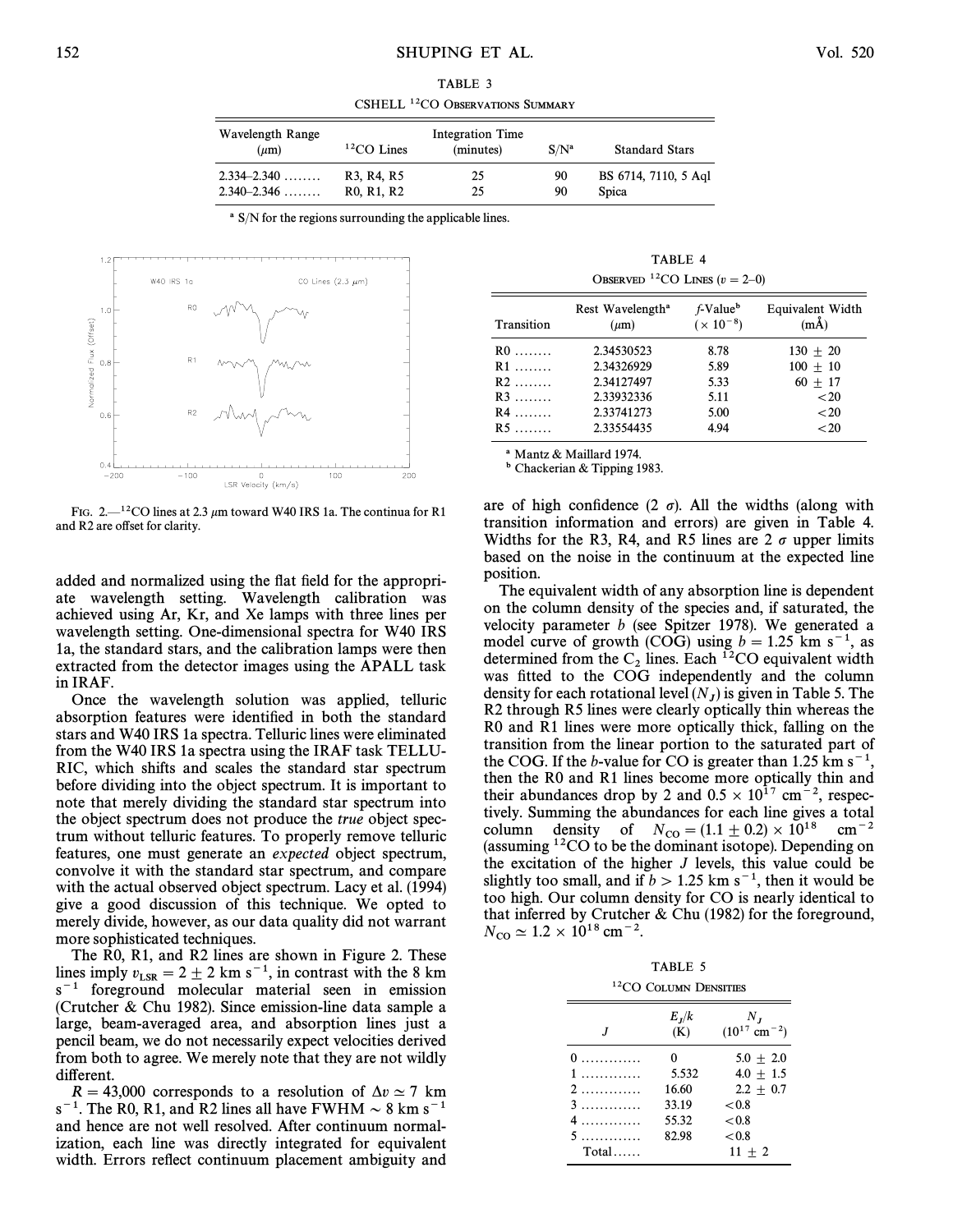TABLE 3

CSHELL $^{12}$CO OBSERVATIONS SUMMARY

| Wavelength Range ($\mu$m) | $^{12}$CO Lines | Integration Time (minutes) | S/N[a] | Standard Stars |
|---|---|---|---|---|
| 2.334–2.340 ........ | R3, R4, R5 | 25 | 90 | BS 6714, 7110, 5 Aql |
| 2.340–2.346 ........ | R0, R1, R2 | 25 | 90 | Spica |

[a] S/N for the regions surrounding the applicable lines.

FIG. 2.—$^{12}$CO lines at 2.3 $\mu$m toward W40 IRS 1a. The continua for R1 and R2 are offset for clarity.

added and normalized using the flat field for the appropriate wavelength setting. Wavelength calibration was achieved using Ar, Kr, and Xe lamps with three lines per wavelength setting. One-dimensional spectra for W40 IRS 1a, the standard stars, and the calibration lamps were then extracted from the detector images using the APALL task in IRAF.

Once the wavelength solution was applied, telluric absorption features were identified in both the standard stars and W40 IRS 1a spectra. Telluric lines were eliminated from the W40 IRS 1a spectra using the IRAF task TELLURIC, which shifts and scales the standard star spectrum before dividing into the object spectrum. It is important to note that merely dividing the standard star spectrum into the object spectrum does not produce the *true* object spectrum without telluric features. To properly remove telluric features, one must generate an *expected* object spectrum, convolve it with the standard star spectrum, and compare with the actual observed object spectrum. Lacy et al. (1994) give a good discussion of this technique. We opted to merely divide, however, as our data quality did not warrant more sophisticated techniques.

The R0, R1, and R2 lines are shown in Figure 2. These lines imply $v_{\rm LSR} = 2 \pm 2$ km s$^{-1}$, in contrast with the 8 km s$^{-1}$ foreground molecular material seen in emission (Crutcher & Chu 1982). Since emission-line data sample a large, beam-averaged area, and absorption lines just a pencil beam, we do not necessarily expect velocities derived from both to agree. We merely note that they are not wildly different.

$R = 43{,}000$ corresponds to a resolution of $\Delta v \simeq 7$ km s$^{-1}$. The R0, R1, and R2 lines all have FWHM $\sim 8$ km s$^{-1}$ and hence are not well resolved. After continuum normalization, each line was directly integrated for equivalent width. Errors reflect continuum placement ambiguity and are of high confidence (2 $\sigma$). All the widths (along with transition information and errors) are given in Table 4. Widths for the R3, R4, and R5 lines are 2 $\sigma$ upper limits based on the noise in the continuum at the expected line position.

TABLE 4

OBSERVED $^{12}$CO LINES ($v = 2$–0)

| Transition | Rest Wavelength[a] ($\mu$m) | $f$-Value[b] ($\times 10^{-8}$) | Equivalent Width (mÅ) |
|---|---|---|---|
| R0 ........ | 2.34530523 | 8.78 | 130 $\pm$ 20 |
| R1 ........ | 2.34326929 | 5.89 | 100 $\pm$ 10 |
| R2 ........ | 2.34127497 | 5.33 | 60 $\pm$ 17 |
| R3 ........ | 2.33932336 | 5.11 | <20 |
| R4 ........ | 2.33741273 | 5.00 | <20 |
| R5 ........ | 2.33554435 | 4.94 | <20 |

[a] Mantz & Maillard 1974.
[b] Chackerian & Tipping 1983.

The equivalent width of any absorption line is dependent on the column density of the species and, if saturated, the velocity parameter $b$ (see Spitzer 1978). We generated a model curve of growth (COG) using $b = 1.25$ km s$^{-1}$, as determined from the $C_2$ lines. Each $^{12}$CO equivalent width was fitted to the COG independently and the column density for each rotational level ($N_J$) is given in Table 5. The R2 through R5 lines were clearly optically thin whereas the R0 and R1 lines were more optically thick, falling on the transition from the linear portion to the saturated part of the COG. If the $b$-value for CO is greater than 1.25 km s$^{-1}$, then the R0 and R1 lines become more optically thin and their abundances drop by 2 and $0.5 \times 10^{17}$ cm$^{-2}$, respectively. Summing the abundances for each line gives a total column density of $N_{\rm CO} = (1.1 \pm 0.2) \times 10^{18}$ cm$^{-2}$ (assuming $^{12}$CO to be the dominant isotope). Depending on the excitation of the higher $J$ levels, this value could be slightly too small, and if $b > 1.25$ km s$^{-1}$, then it would be too high. Our column density for CO is nearly identical to that inferred by Crutcher & Chu (1982) for the foreground, $N_{\rm CO} \simeq 1.2 \times 10^{18}$ cm$^{-2}$.

TABLE 5

$^{12}$CO COLUMN DENSITIES

| $J$ | $E_J/k$ (K) | $N_J$ ($10^{17}$ cm$^{-2}$) |
|---|---|---|
| 0 ............ | 0 | 5.0 $\pm$ 2.0 |
| 1 ............ | 5.532 | 4.0 $\pm$ 1.5 |
| 2 ............ | 16.60 | 2.2 $\pm$ 0.7 |
| 3 ............ | 33.19 | <0.8 |
| 4 ............ | 55.32 | <0.8 |
| 5 ............ | 82.98 | <0.8 |
| Total...... | | 11 $\pm$ 2 |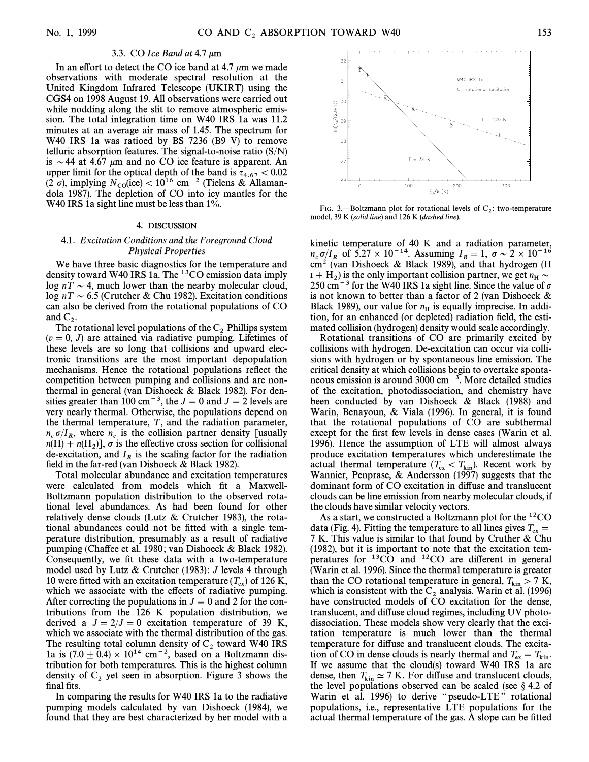### 3.3. CO *Ice Band at* 4.7 μm

In an effort to detect the CO ice band at 4.7 μm we made observations with moderate spectral resolution at the United Kingdom Infrared Telescope (UKIRT) using the CGS4 on 1998 August 19. All observations were carried out while nodding along the slit to remove atmospheric emission. The total integration time on W40 IRS 1a was 11.2 minutes at an average air mass of 1.45. The spectrum for W40 IRS 1a was ratioed by BS 7236 (B9 V) to remove telluric absorption features. The signal-to-noise ratio (S/N) is ∼44 at 4.67 μm and no CO ice feature is apparent. An upper limit for the optical depth of the band is $\tau_{4.67} < 0.02$ (2 σ), implying $N_{\rm CO}({\rm ice}) < 10^{16}$ cm$^{-2}$ (Tielens & Allamandola 1987). The depletion of CO into icy mantles for the W40 IRS 1a sight line must be less than 1%.

## 4. DISCUSSION

### 4.1. *Excitation Conditions and the Foreground Cloud Physical Properties*

We have three basic diagnostics for the temperature and density toward W40 IRS 1a. The $^{13}$CO emission data imply log $nT \sim 4$, much lower than the nearby molecular cloud, log $nT \sim 6.5$ (Crutcher & Chu 1982). Excitation conditions can also be derived from the rotational populations of CO and $C_2$.

The rotational level populations of the $C_2$ Phillips system ($v = 0$, $J$) are attained via radiative pumping. Lifetimes of these levels are so long that collisions and upward electronic transitions are the most important depopulation mechanisms. Hence the rotational populations reflect the competition between pumping and collisions and are nonthermal in general (van Dishoeck & Black 1982). For densities greater than 100 cm$^{-3}$, the $J = 0$ and $J = 2$ levels are very nearly thermal. Otherwise, the populations depend on the thermal temperature, $T$, and the radiation parameter, $n_c \sigma / I_R$, where $n_c$ is the collision partner density [usually $n({\rm H}) + n({\rm H_2})$], $\sigma$ is the effective cross section for collisional de-excitation, and $I_R$ is the scaling factor for the radiation field in the far-red (van Dishoeck & Black 1982).

Total molecular abundance and excitation temperatures were calculated from models which fit a Maxwell-Boltzmann population distribution to the observed rotational level abundances. As had been found for other relatively dense clouds (Lutz & Crutcher 1983), the rotational abundances could not be fitted with a single temperature distribution, presumably as a result of radiative pumping (Chaffee et al. 1980; van Dishoeck & Black 1982). Consequently, we fit these data with a two-temperature model used by Lutz & Crutcher (1983): $J$ levels 4 through 10 were fitted with an excitation temperature ($T_{\rm ex}$) of 126 K, which we associate with the effects of radiative pumping. After correcting the populations in $J = 0$ and 2 for the contributions from the 126 K population distribution, we derived a $J = 2/J = 0$ excitation temperature of 39 K, which we associate with the thermal distribution of the gas. The resulting total column density of $C_2$ toward W40 IRS 1a is $(7.0 \pm 0.4) \times 10^{14}$ cm$^{-2}$, based on a Boltzmann distribution for both temperatures. This is the highest column density of $C_2$ yet seen in absorption. Figure 3 shows the final fits.

In comparing the results for W40 IRS 1a to the radiative pumping models calculated by van Dishoeck (1984), we found that they are best characterized by her model with a kinetic temperature of 40 K and a radiation parameter, $n_c \sigma / I_R$ of $5.27 \times 10^{-14}$. Assuming $I_R = 1$, $\sigma \sim 2 \times 10^{-16}$ cm$^2$ (van Dishoeck & Black 1989), and that hydrogen (H I + $H_2$) is the only important collision partner, we get $n_{\rm H} \sim 250$ cm$^{-3}$ for the W40 IRS 1a sight line. Since the value of $\sigma$ is not known to better than a factor of 2 (van Dishoeck & Black 1989), our value for $n_{\rm H}$ is equally imprecise. In addition, for an enhanced (or depleted) radiation field, the estimated collision (hydrogen) density would scale accordingly.

FIG. 3.—Boltzmann plot for rotational levels of $C_2$: two-temperature model, 39 K (*solid line*) and 126 K (*dashed line*).

Rotational transitions of CO are primarily excited by collisions with hydrogen. De-excitation can occur via collisions with hydrogen or by spontaneous line emission. The critical density at which collisions begin to overtake spontaneous emission is around 3000 cm$^{-3}$. More detailed studies of the excitation, photodissociation, and chemistry have been conducted by van Dishoeck & Black (1988) and Warin, Benayoun, & Viala (1996). In general, it is found that the rotational populations of CO are subthermal except for the first few levels in dense cases (Warin et al. 1996). Hence the assumption of LTE will almost always produce excitation temperatures which underestimate the actual thermal temperature ($T_{\rm ex} < T_{\rm kin}$). Recent work by Wannier, Penprase, & Andersson (1997) suggests that the dominant form of CO excitation in diffuse and translucent clouds can be line emission from nearby molecular clouds, if the clouds have similar velocity vectors.

As a start, we constructed a Boltzmann plot for the $^{12}$CO data (Fig. 4). Fitting the temperature to all lines gives $T_{\rm ex} = 7$ K. This value is similar to that found by Cruther & Chu (1982), but it is important to note that the excitation temperatures for $^{13}$CO and $^{12}$CO are different in general (Warin et al. 1996). Since the thermal temperature is greater than the CO rotational temperature in general, $T_{\rm kin} > 7$ K, which is consistent with the $C_2$ analysis. Warin et al. (1996) have constructed models of CO excitation for the dense, translucent, and diffuse cloud regimes, including UV photodissociation. These models show very clearly that the excitation temperature is much lower than the thermal temperature for diffuse and translucent clouds. The excitation of CO in dense clouds is nearly thermal and $T_{\rm ex} = T_{\rm kin}$. If we assume that the cloud(s) toward W40 IRS 1a are dense, then $T_{\rm kin} \simeq 7$ K. For diffuse and translucent clouds, the level populations observed can be scaled (see § 4.2 of Warin et al. 1996) to derive "pseudo-LTE" rotational populations, i.e., representative LTE populations for the actual thermal temperature of the gas. A slope can be fitted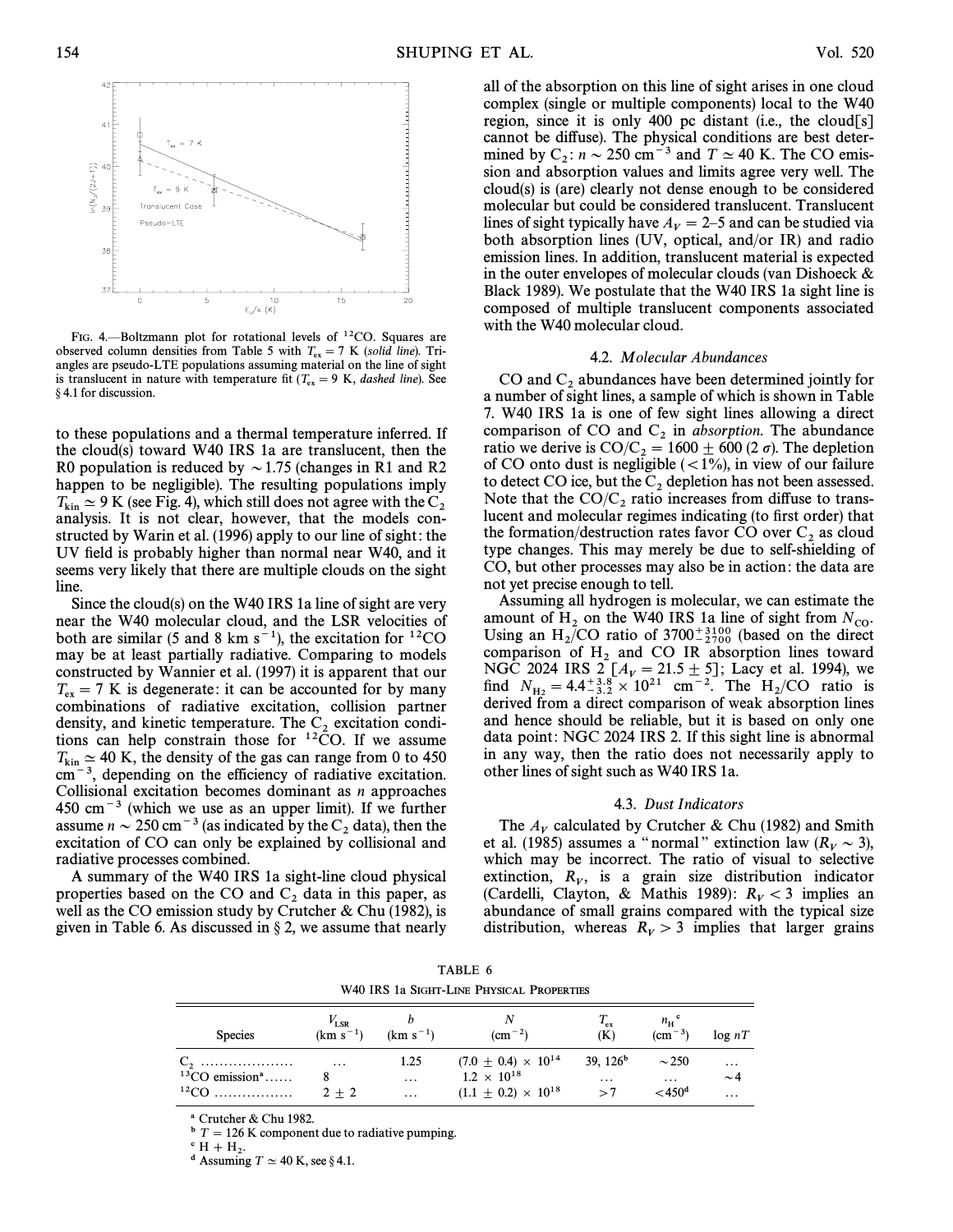FIG. 4.—Boltzmann plot for rotational levels of $^{12}$CO. Squares are observed column densities from Table 5 with $T_{ex} = 7$ K (*solid line*). Triangles are pseudo-LTE populations assuming material on the line of sight is translucent in nature with temperature fit ($T_{ex} = 9$ K, *dashed line*). See § 4.1 for discussion.

to these populations and a thermal temperature inferred. If the cloud(s) toward W40 IRS 1a are translucent, then the R0 population is reduced by $\sim 1.75$ (changes in R1 and R2 happen to be negligible). The resulting populations imply $T_{kin} \simeq 9$ K (see Fig. 4), which still does not agree with the $C_2$ analysis. It is not clear, however, that the models constructed by Warin et al. (1996) apply to our line of sight: the UV field is probably higher than normal near W40, and it seems very likely that there are multiple clouds on the sight line.

Since the cloud(s) on the W40 IRS 1a line of sight are very near the W40 molecular cloud, and the LSR velocities of both are similar (5 and 8 km s$^{-1}$), the excitation for $^{12}$CO may be at least partially radiative. Comparing to models constructed by Wannier et al. (1997) it is apparent that our $T_{ex} = 7$ K is degenerate: it can be accounted for by many combinations of radiative excitation, collision partner density, and kinetic temperature. The $C_2$ excitation conditions can help constrain those for $^{12}$CO. If we assume $T_{kin} \simeq 40$ K, the density of the gas can range from 0 to 450 cm$^{-3}$, depending on the efficiency of radiative excitation. Collisional excitation becomes dominant as $n$ approaches 450 cm$^{-3}$ (which we use as an upper limit). If we further assume $n \sim 250$ cm$^{-3}$ (as indicated by the $C_2$ data), then the excitation of CO can only be explained by collisional and radiative processes combined.

A summary of the W40 IRS 1a sight-line cloud physical properties based on the CO and $C_2$ data in this paper, as well as the CO emission study by Crutcher & Chu (1982), is given in Table 6. As discussed in § 2, we assume that nearly all of the absorption on this line of sight arises in one cloud complex (single or multiple components) local to the W40 region, since it is only 400 pc distant (i.e., the cloud[s] cannot be diffuse). The physical conditions are best determined by $C_2$: $n \sim 250$ cm$^{-3}$ and $T \simeq 40$ K. The CO emission and absorption values and limits agree very well. The cloud(s) is (are) clearly not dense enough to be considered molecular but could be considered translucent. Translucent lines of sight typically have $A_V = 2$–5 and can be studied via both absorption lines (UV, optical, and/or IR) and radio emission lines. In addition, translucent material is expected in the outer envelopes of molecular clouds (van Dishoeck & Black 1989). We postulate that the W40 IRS 1a sight line is composed of multiple translucent components associated with the W40 molecular cloud.

### 4.2. *Molecular Abundances*

CO and $C_2$ abundances have been determined jointly for a number of sight lines, a sample of which is shown in Table 7. W40 IRS 1a is one of few sight lines allowing a direct comparison of CO and $C_2$ in *absorption*. The abundance ratio we derive is $CO/C_2 = 1600 \pm 600$ (2 $\sigma$). The depletion of CO onto dust is negligible ($<1\%$), in view of our failure to detect CO ice, but the $C_2$ depletion has not been assessed. Note that the $CO/C_2$ ratio increases from diffuse to translucent and molecular regimes indicating (to first order) that the formation/destruction rates favor CO over $C_2$ as cloud type changes. This may merely be due to self-shielding of CO, but other processes may also be in action: the data are not yet precise enough to tell.

Assuming all hydrogen is molecular, we can estimate the amount of $H_2$ on the W40 IRS 1a line of sight from $N_{CO}$. Using an $H_2$/CO ratio of $3700^{+3100}_{-2700}$ (based on the direct comparison of $H_2$ and CO IR absorption lines toward NGC 2024 IRS 2 [$A_V = 21.5 \pm 5$]; Lacy et al. 1994), we find $N_{H_2} = 4.4^{+3.8}_{-3.2} \times 10^{21}$ cm$^{-2}$. The $H_2$/CO ratio is derived from a direct comparison of weak absorption lines and hence should be reliable, but it is based on only one data point: NGC 2024 IRS 2. If this sight line is abnormal in any way, then the ratio does not necessarily apply to other lines of sight such as W40 IRS 1a.

### 4.3. *Dust Indicators*

The $A_V$ calculated by Crutcher & Chu (1982) and Smith et al. (1985) assumes a "normal" extinction law ($R_V \sim 3$), which may be incorrect. The ratio of visual to selective extinction, $R_V$, is a grain size distribution indicator (Cardelli, Clayton, & Mathis 1989): $R_V < 3$ implies an abundance of small grains compared with the typical size distribution, whereas $R_V > 3$ implies that larger grains

TABLE 6

W40 IRS 1a Sight-Line Physical Properties

| Species | $V_{LSR}$ (km s$^{-1}$) | $b$ (km s$^{-1}$) | $N$ (cm$^{-2}$) | $T_{ex}$ (K) | $n_H$[c] (cm$^{-3}$) | log $nT$ |
|---|---|---|---|---|---|---|
| $C_2$ | … | 1.25 | $(7.0 \pm 0.4) \times 10^{14}$ | 39, 126[b] | $\sim 250$ | … |
| $^{13}$CO emission[a] | 8 | … | $1.2 \times 10^{18}$ | … | … | $\sim 4$ |
| $^{12}$CO | $2 \pm 2$ | … | $(1.1 \pm 0.2) \times 10^{18}$ | $>7$ | $<450$[d] | … |

[a] Crutcher & Chu 1982.

[b] $T = 126$ K component due to radiative pumping.

[c] H + $H_2$.

[d] Assuming $T \simeq 40$ K, see § 4.1.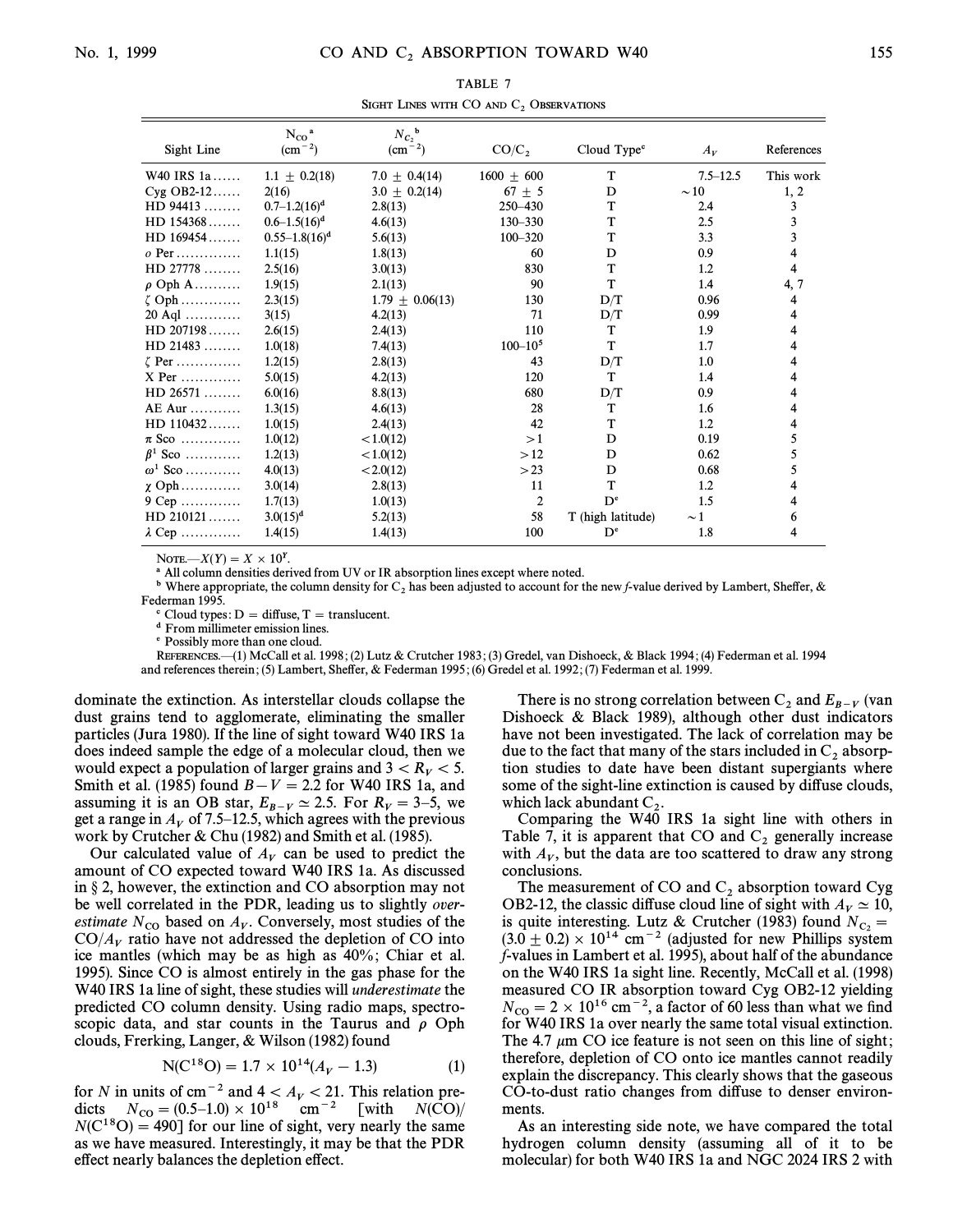TABLE 7

Sight Lines with CO and $C_2$ Observations

| Sight Line | $N_{CO}$ [a] ($cm^{-2}$) | $N_{C_2}$ [b] ($cm^{-2}$) | $CO/C_2$ | Cloud Type[c] | $A_V$ | References |
|---|---|---|---|---|---|---|
| W40 IRS 1a ...... | 1.1 ± 0.2(18) | 7.0 ± 0.4(14) | 1600 ± 600 | T | 7.5–12.5 | This work |
| Cyg OB2-12 ...... | 2(16) | 3.0 ± 0.2(14) | 67 ± 5 | D | ~10 | 1, 2 |
| HD 94413 ........ | 0.7–1.2(16)[d] | 2.8(13) | 250–430 | T | 2.4 | 3 |
| HD 154368 ....... | 0.6–1.5(16)[d] | 4.6(13) | 130–330 | T | 2.5 | 3 |
| HD 169454 ....... | 0.55–1.8(16)[d] | 5.6(13) | 100–320 | T | 3.3 | 3 |
| o Per ............. | 1.1(15) | 1.8(13) | 60 | D | 0.9 | 4 |
| HD 27778 ........ | 2.5(16) | 3.0(13) | 830 | T | 1.2 | 4 |
| ρ Oph A .......... | 1.9(15) | 2.1(13) | 90 | T | 1.4 | 4, 7 |
| ζ Oph ............ | 2.3(15) | 1.79 ± 0.06(13) | 130 | D/T | 0.96 | 4 |
| 20 Aql ............ | 3(15) | 4.2(13) | 71 | D/T | 0.99 | 4 |
| HD 207198 ....... | 2.6(15) | 2.4(13) | 110 | T | 1.9 | 4 |
| HD 21483 ........ | 1.0(18) | 7.4(13) | 100–$10^5$ | T | 1.7 | 4 |
| ζ Per ............. | 1.2(15) | 2.8(13) | 43 | D/T | 1.0 | 4 |
| X Per ............. | 5.0(15) | 4.2(13) | 120 | T | 1.4 | 4 |
| HD 26571 ........ | 6.0(16) | 8.8(13) | 680 | D/T | 0.9 | 4 |
| AE Aur ........... | 1.3(15) | 4.6(13) | 28 | T | 1.6 | 4 |
| HD 110432 ....... | 1.0(15) | 2.4(13) | 42 | T | 1.2 | 4 |
| π Sco ............ | 1.0(12) | <1.0(12) | >1 | D | 0.19 | 5 |
| $\beta^1$ Sco ........... | 1.2(13) | <1.0(12) | >12 | D | 0.62 | 5 |
| $\omega^1$ Sco ........... | 4.0(13) | <2.0(12) | >23 | D | 0.68 | 5 |
| χ Oph ............ | 3.0(14) | 2.8(13) | 11 | T | 1.2 | 4 |
| 9 Cep ............ | 1.7(13) | 1.0(13) | 2 | D[e] | 1.5 | 4 |
| HD 210121 ....... | 3.0(15)[d] | 5.2(13) | 58 | T (high latitude) | ~1 | 6 |
| λ Cep ............ | 1.4(15) | 1.4(13) | 100 | D[e] | 1.8 | 4 |

Note.—$X(Y) = X \times 10^Y$.

[a] All column densities derived from UV or IR absorption lines except where noted.

[b] Where appropriate, the column density for $C_2$ has been adjusted to account for the new *f*-value derived by Lambert, Sheffer, & Federman 1995.

[c] Cloud types: D = diffuse, T = translucent.

[d] From millimeter emission lines.

[e] Possibly more than one cloud.

References.—(1) McCall et al. 1998; (2) Lutz & Crutcher 1983; (3) Gredel, van Dishoeck, & Black 1994; (4) Federman et al. 1994 and references therein; (5) Lambert, Sheffer, & Federman 1995; (6) Gredel et al. 1992; (7) Federman et al. 1999.

dominate the extinction. As interstellar clouds collapse the dust grains tend to agglomerate, eliminating the smaller particles (Jura 1980). If the line of sight toward W40 IRS 1a does indeed sample the edge of a molecular cloud, then we would expect a population of larger grains and $3 < R_V < 5$. Smith et al. (1985) found $B-V = 2.2$ for W40 IRS 1a, and assuming it is an OB star, $E_{B-V} \simeq 2.5$. For $R_V = 3$–5, we get a range in $A_V$ of 7.5–12.5, which agrees with the previous work by Crutcher & Chu (1982) and Smith et al. (1985).

Our calculated value of $A_V$ can be used to predict the amount of CO expected toward W40 IRS 1a. As discussed in § 2, however, the extinction and CO absorption may not be well correlated in the PDR, leading us to slightly *overestimate* $N_{CO}$ based on $A_V$. Conversely, most studies of the $CO/A_V$ ratio have not addressed the depletion of CO into ice mantles (which may be as high as 40%; Chiar et al. 1995). Since CO is almost entirely in the gas phase for the W40 IRS 1a line of sight, these studies will *underestimate* the predicted CO column density. Using radio maps, spectroscopic data, and star counts in the Taurus and ρ Oph clouds, Frerking, Langer, & Wilson (1982) found

$$N(C^{18}O) = 1.7 \times 10^{14}(A_V - 1.3) \quad (1)$$

for $N$ in units of $cm^{-2}$ and $4 < A_V < 21$. This relation predicts $N_{CO} = (0.5$–$1.0) \times 10^{18}$ $cm^{-2}$ [with $N(CO)/N(C^{18}O) = 490$] for our line of sight, very nearly the same as we have measured. Interestingly, it may be that the PDR effect nearly balances the depletion effect.

There is no strong correlation between $C_2$ and $E_{B-V}$ (van Dishoeck & Black 1989), although other dust indicators have not been investigated. The lack of correlation may be due to the fact that many of the stars included in $C_2$ absorption studies to date have been distant supergiants where some of the sight-line extinction is caused by diffuse clouds, which lack abundant $C_2$.

Comparing the W40 IRS 1a sight line with others in Table 7, it is apparent that CO and $C_2$ generally increase with $A_V$, but the data are too scattered to draw any strong conclusions.

The measurement of CO and $C_2$ absorption toward Cyg OB2-12, the classic diffuse cloud line of sight with $A_V \simeq 10$, is quite interesting. Lutz & Crutcher (1983) found $N_{C_2} = (3.0 \pm 0.2) \times 10^{14}$ $cm^{-2}$ (adjusted for new Phillips system *f*-values in Lambert et al. 1995), about half of the abundance on the W40 IRS 1a sight line. Recently, McCall et al. (1998) measured CO IR absorption toward Cyg OB2-12 yielding $N_{CO} = 2 \times 10^{16}$ $cm^{-2}$, a factor of 60 less than what we find for W40 IRS 1a over nearly the same total visual extinction. The 4.7 μm CO ice feature is not seen on this line of sight; therefore, depletion of CO onto ice mantles cannot readily explain the discrepancy. This clearly shows that the gaseous CO-to-dust ratio changes from diffuse to denser environments.

As an interesting side note, we have compared the total hydrogen column density (assuming all of it to be molecular) for both W40 IRS 1a and NGC 2024 IRS 2 with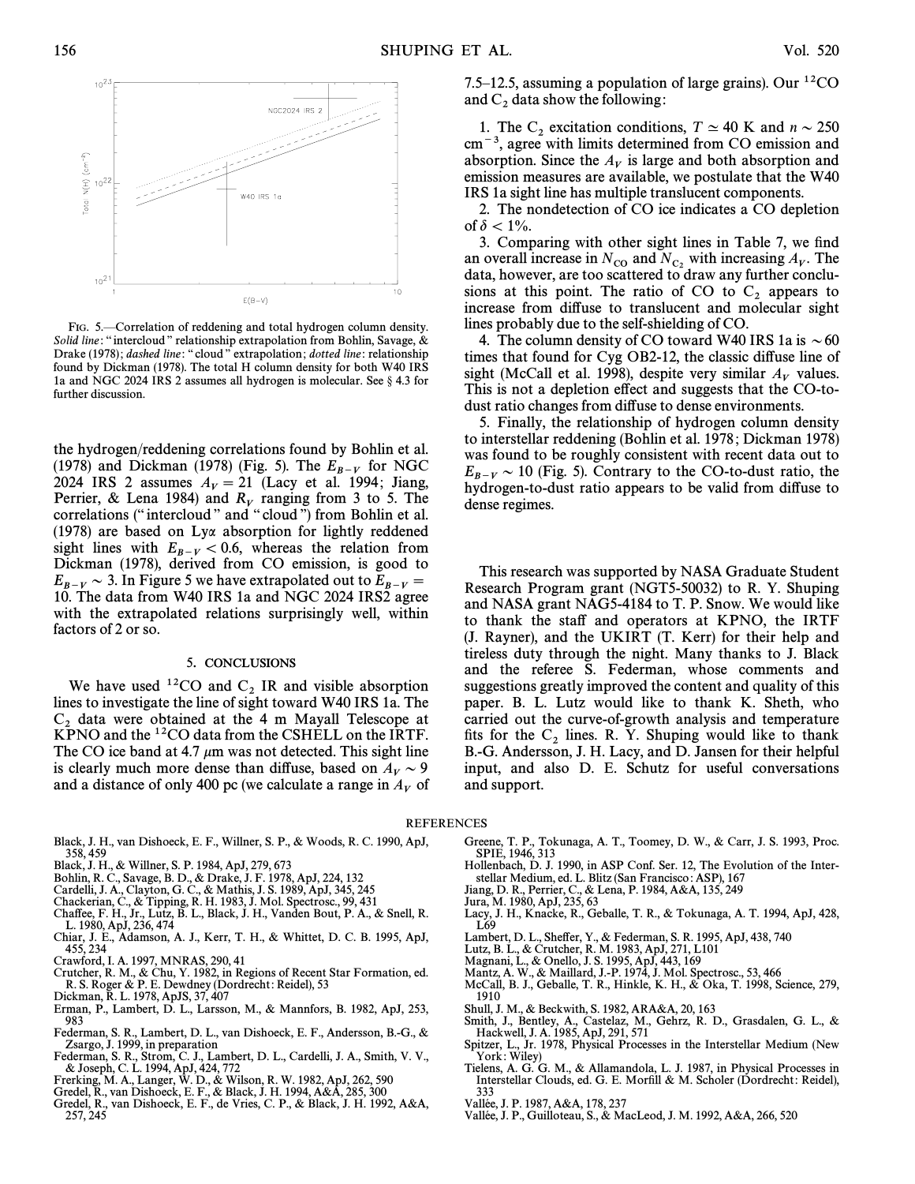FIG. 5.—Correlation of reddening and total hydrogen column density. *Solid line*: "intercloud" relationship extrapolation from Bohlin, Savage, & Drake (1978); *dashed line*: "cloud" extrapolation; *dotted line*: relationship found by Dickman (1978). The total H column density for both W40 IRS 1a and NGC 2024 IRS 2 assumes all hydrogen is molecular. See § 4.3 for further discussion.

the hydrogen/reddening correlations found by Bohlin et al. (1978) and Dickman (1978) (Fig. 5). The $E_{B-V}$ for NGC 2024 IRS 2 assumes $A_V = 21$ (Lacy et al. 1994; Jiang, Perrier, & Lena 1984) and $R_V$ ranging from 3 to 5. The correlations ("intercloud" and "cloud") from Bohlin et al. (1978) are based on Lyα absorption for lightly reddened sight lines with $E_{B-V} < 0.6$, whereas the relation from Dickman (1978), derived from CO emission, is good to $E_{B-V} \sim 3$. In Figure 5 we have extrapolated out to $E_{B-V} = 10$. The data from W40 IRS 1a and NGC 2024 IRS2 agree with the extrapolated relations surprisingly well, within factors of 2 or so.

## 5. CONCLUSIONS

We have used $^{12}$CO and $C_2$ IR and visible absorption lines to investigate the line of sight toward W40 IRS 1a. The $C_2$ data were obtained at the 4 m Mayall Telescope at KPNO and the $^{12}$CO data from the CSHELL on the IRTF. The CO ice band at 4.7 μm was not detected. This sight line is clearly much more dense than diffuse, based on $A_V \sim 9$ and a distance of only 400 pc (we calculate a range in $A_V$ of 7.5–12.5, assuming a population of large grains). Our $^{12}$CO and $C_2$ data show the following:

1. The $C_2$ excitation conditions, $T \simeq 40$ K and $n \sim 250$ cm$^{-3}$, agree with limits determined from CO emission and absorption. Since the $A_V$ is large and both absorption and emission measures are available, we postulate that the W40 IRS 1a sight line has multiple translucent components.
2. The nondetection of CO ice indicates a CO depletion of $\delta < 1\%$.
3. Comparing with other sight lines in Table 7, we find an overall increase in $N_{CO}$ and $N_{C_2}$ with increasing $A_V$. The data, however, are too scattered to draw any further conclusions at this point. The ratio of CO to $C_2$ appears to increase from diffuse to translucent and molecular sight lines probably due to the self-shielding of CO.
4. The column density of CO toward W40 IRS 1a is $\sim 60$ times that found for Cyg OB2-12, the classic diffuse line of sight (McCall et al. 1998), despite very similar $A_V$ values. This is not a depletion effect and suggests that the CO-to-dust ratio changes from diffuse to dense environments.
5. Finally, the relationship of hydrogen column density to interstellar reddening (Bohlin et al. 1978; Dickman 1978) was found to be roughly consistent with recent data out to $E_{B-V} \sim 10$ (Fig. 5). Contrary to the CO-to-dust ratio, the hydrogen-to-dust ratio appears to be valid from diffuse to dense regimes.

This research was supported by NASA Graduate Student Research Program grant (NGT5-50032) to R. Y. Shuping and NASA grant NAG5-4184 to T. P. Snow. We would like to thank the staff and operators at KPNO, the IRTF (J. Rayner), and the UKIRT (T. Kerr) for their help and tireless duty through the night. Many thanks to J. Black and the referee S. Federman, whose comments and suggestions greatly improved the content and quality of this paper. B. L. Lutz would like to thank K. Sheth, who carried out the curve-of-growth analysis and temperature fits for the $C_2$ lines. R. Y. Shuping would like to thank B.-G. Andersson, J. H. Lacy, and D. Jansen for their helpful input, and also D. E. Schutz for useful conversations and support.

## REFERENCES

Black, J. H., van Dishoeck, E. F., Willner, S. P., & Woods, R. C. 1990, ApJ, 358, 459
Black, J. H., & Willner, S. P. 1984, ApJ, 279, 673
Bohlin, R. C., Savage, B. D., & Drake, J. F. 1978, ApJ, 224, 132
Cardelli, J. A., Clayton, G. C., & Mathis, J. S. 1989, ApJ, 345, 245
Chackerian, C., & Tipping, R. H. 1983, J. Mol. Spectrosc., 99, 431
Chaffee, F. H., Jr., Lutz, B. L., Black, J. H., Vanden Bout, P. A., & Snell, R. L. 1980, ApJ, 236, 474
Chiar, J. E., Adamson, A. J., Kerr, T. H., & Whittet, D. C. B. 1995, ApJ, 455, 234
Crawford, I. A. 1997, MNRAS, 290, 41
Crutcher, R. M., & Chu, Y. 1982, in Regions of Recent Star Formation, ed. R. S. Roger & P. E. Dewdney (Dordrecht: Reidel), 53
Dickman, R. L. 1978, ApJS, 37, 407
Erman, P., Lambert, D. L., Larsson, M., & Mannfors, B. 1982, ApJ, 253, 983
Federman, S. R., Lambert, D. L., van Dishoeck, E. F., Andersson, B.-G., & Zsargo, J. 1999, in preparation
Federman, S. R., Strom, C. J., Lambert, D. L., Cardelli, J. A., Smith, V. V., & Joseph, C. L. 1994, ApJ, 424, 772
Frerking, M. A., Langer, W. D., & Wilson, R. W. 1982, ApJ, 262, 590
Gredel, R., van Dishoeck, E. F., & Black, J. H. 1994, A&A, 285, 300
Gredel, R., van Dishoeck, E. F., de Vries, C. P., & Black, J. H. 1992, A&A, 257, 245
Greene, T. P., Tokunaga, A. T., Toomey, D. W., & Carr, J. S. 1993, Proc. SPIE, 1946, 313
Hollenbach, D. J. 1990, in ASP Conf. Ser. 12, The Evolution of the Interstellar Medium, ed. L. Blitz (San Francisco: ASP), 167
Jiang, D. R., Perrier, C., & Lena, P. 1984, A&A, 135, 249
Jura, M. 1980, ApJ, 235, 63
Lacy, J. H., Knacke, R., Geballe, T. R., & Tokunaga, A. T. 1994, ApJ, 428, L69
Lambert, D. L., Sheffer, Y., & Federman, S. R. 1995, ApJ, 438, 740
Lutz, B. L., & Crutcher, R. M. 1983, ApJ, 271, L101
Magnani, L., & Onello, J. S. 1995, ApJ, 443, 169
Mantz, A. W., & Maillard, J.-P. 1974, J. Mol. Spectrosc., 53, 466
McCall, B. J., Geballe, T. R., Hinkle, K. H., & Oka, T. 1998, Science, 279, 1910
Shull, J. M., & Beckwith, S. 1982, ARA&A, 20, 163
Smith, J., Bentley, A., Castelaz, M., Gehrz, R. D., Grasdalen, G. L., & Hackwell, J. A. 1985, ApJ, 291, 571
Spitzer, L., Jr. 1978, Physical Processes in the Interstellar Medium (New York: Wiley)
Tielens, A. G. G. M., & Allamandola, L. J. 1987, in Physical Processes in Interstellar Clouds, ed. G. E. Morfill & M. Scholer (Dordrecht: Reidel), 333
Vallée, J. P. 1987, A&A, 178, 237
Vallée, J. P., Guilloteau, S., & MacLeod, J. M. 1992, A&A, 266, 520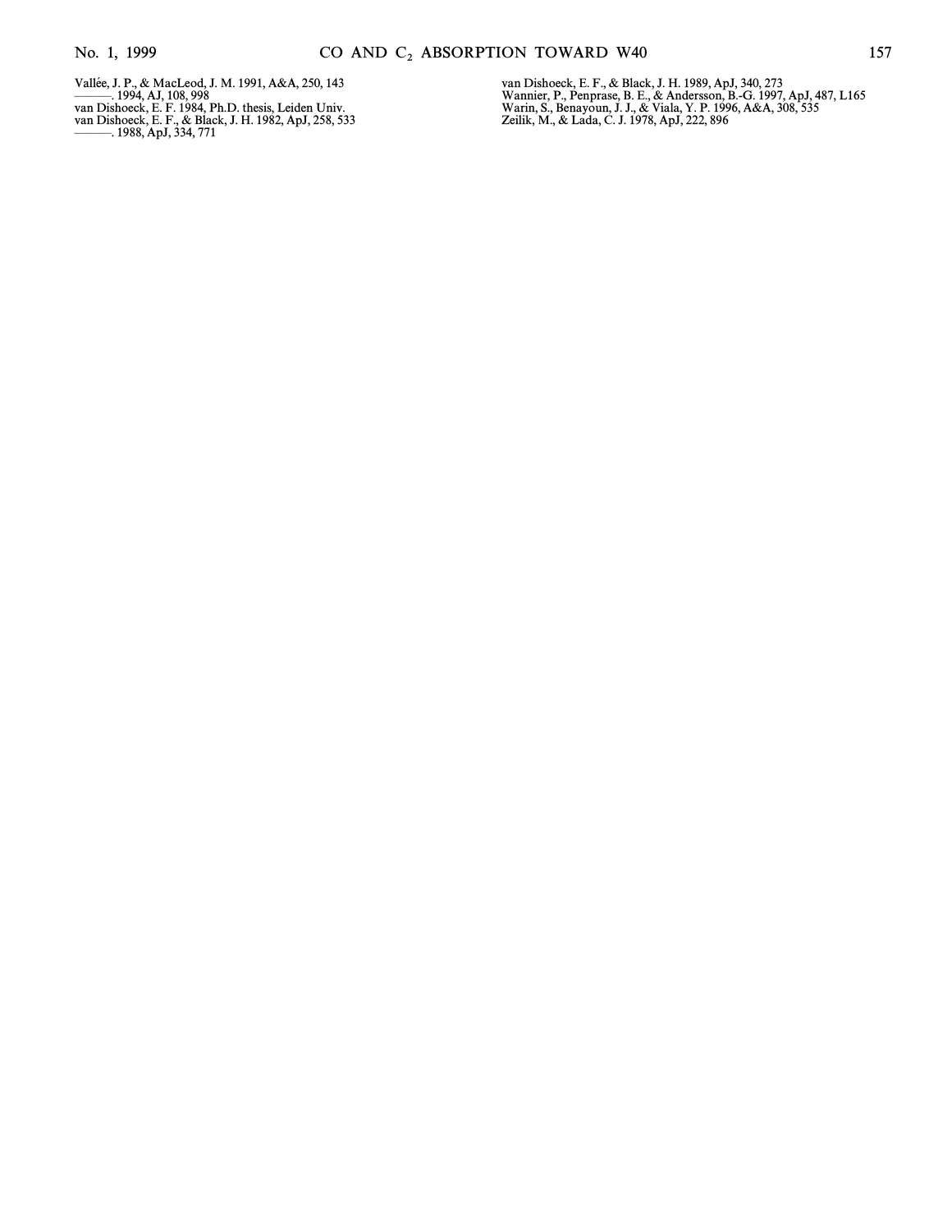Vallée, J. P., & MacLeod, J. M. 1991, A&A, 250, 143

———. 1994, AJ, 108, 998

van Dishoeck, E. F. 1984, Ph.D. thesis, Leiden Univ.

van Dishoeck, E. F., & Black, J. H. 1982, ApJ, 258, 533

———. 1988, ApJ, 334, 771

van Dishoeck, E. F., & Black, J. H. 1989, ApJ, 340, 273

Wannier, P., Penprase, B. E., & Andersson, B.-G. 1997, ApJ, 487, L165

Warin, S., Benayoun, J. J., & Viala, Y. P. 1996, A&A, 308, 535

Zeilik, M., & Lada, C. J. 1978, ApJ, 222, 896